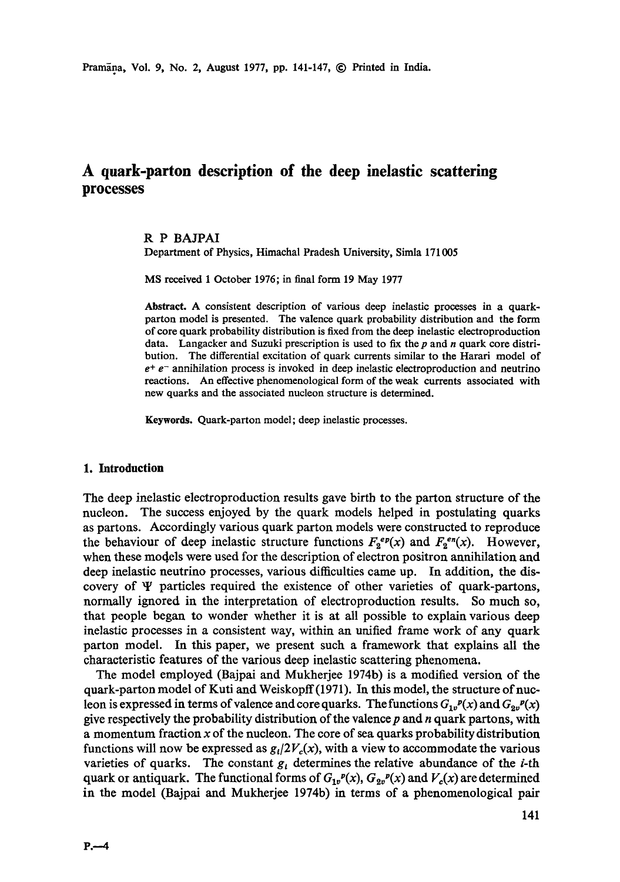# A quark-parton description of the deep inelastic scattering processes

R P BAJPAI

Department of Physics, Himachal Pradesh University, Simla 171005

MS received 1 October 1976; in final form 19 May 1977

**Abstract.** A consistent description of various deep inelastic processes in a quark-parton model is presented. The valence quark probability distribution and the form of core quark probability distribution is fixed from the deep inelastic electroproduction data. Langacker and Suzuki prescription is used to fix the $p$ and $n$ quark core distribution. The differential excitation of quark currents similar to the Harari model of $e^+ e^-$ annihilation process is invoked in deep inelastic electroproduction and neutrino reactions. An effective phenomenological form of the weak currents associated with new quarks and the associated nucleon structure is determined.

**Keywords.** Quark-parton model; deep inelastic processes.

## 1. Introduction

The deep inelastic electroproduction results gave birth to the parton structure of the nucleon. The success enjoyed by the quark models helped in postulating quarks as partons. Accordingly various quark parton models were constructed to reproduce the behaviour of deep inelastic structure functions $F_2^{ep}(x)$ and $F_2^{en}(x)$. However, when these models were used for the description of electron positron annihilation and deep inelastic neutrino processes, various difficulties came up. In addition, the discovery of $\Psi$ particles required the existence of other varieties of quark-partons, normally ignored in the interpretation of electroproduction results. So much so, that people began to wonder whether it is at all possible to explain various deep inelastic processes in a consistent way, within an unified frame work of any quark parton model. In this paper, we present such a framework that explains all the characteristic features of the various deep inelastic scattering phenomena.

The model employed (Bajpai and Mukherjee 1974b) is a modified version of the quark-parton model of Kuti and Weiskopff (1971). In this model, the structure of nucleon is expressed in terms of valence and core quarks. The functions $G_{1v}{}^{p}(x)$ and $G_{2v}{}^{p}(x)$ give respectively the probability distribution of the valence $p$ and $n$ quark partons, with a momentum fraction $x$ of the nucleon. The core of sea quarks probability distribution functions will now be expressed as $g_i/2V_c(x)$, with a view to accommodate the various varieties of quarks. The constant $g_i$ determines the relative abundance of the $i$-th quark or antiquark. The functional forms of $G_{1v}{}^{p}(x)$, $G_{2v}{}^{p}(x)$ and $V_c(x)$ are determined in the model (Bajpai and Mukherjee 1974b) in terms of a phenomenological pair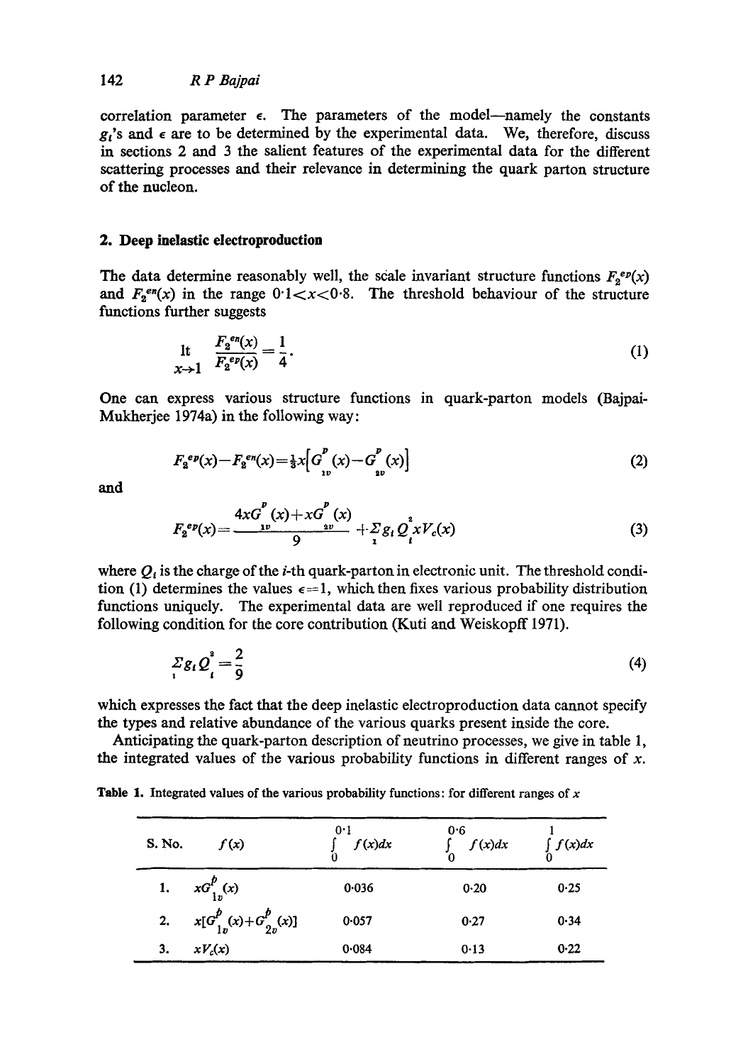correlation parameter $\epsilon$. The parameters of the model—namely the constants $g_i$'s and $\epsilon$ are to be determined by the experimental data. We, therefore, discuss in sections 2 and 3 the salient features of the experimental data for the different scattering processes and their relevance in determining the quark parton structure of the nucleon.

## 2. Deep inelastic electroproduction

The data determine reasonably well, the scale invariant structure functions $F_2^{ep}(x)$ and $F_2^{en}(x)$ in the range $0{\cdot}1<x<0{\cdot}8$. The threshold behaviour of the structure functions further suggests

$$\underset{x\to 1}{\mathrm{lt}} \; \frac{F_2^{en}(x)}{F_2^{ep}(x)} = \frac{1}{4}. \tag{1}$$

One can express various structure functions in quark-parton models (Bajpai-Mukherjee 1974a) in the following way:

$$F_2^{ep}(x) - F_2^{en}(x) = \tfrac{1}{3} x \left[ G^{p}_{1v}(x) - G^{p}_{2v}(x) \right] \tag{2}$$

and

$$F_2^{ep}(x) = \frac{4xG^{p}_{1v}(x) + xG^{p}_{2v}(x)}{9} + \sum_i g_i Q_i^2 x V_c(x) \tag{3}$$

where $Q_i$ is the charge of the $i$-th quark-parton in electronic unit. The threshold condition (1) determines the values $\epsilon=1$, which then fixes various probability distribution functions uniquely. The experimental data are well reproduced if one requires the following condition for the core contribution (Kuti and Weiskopff 1971).

$$\sum_i g_i Q_i^2 = \frac{2}{9} \tag{4}$$

which expresses the fact that the deep inelastic electroproduction data cannot specify the types and relative abundance of the various quarks present inside the core.

Anticipating the quark-parton description of neutrino processes, we give in table 1, the integrated values of the various probability functions in different ranges of $x$.

**Table 1.** Integrated values of the various probability functions: for different ranges of $x$

| S. No. | $f(x)$ | $\int_0^{0{\cdot}1} f(x)dx$ | $\int_0^{0{\cdot}6} f(x)dx$ | $\int_0^{1} f(x)dx$ |
|---|---|---|---|---|
| 1. | $xG^{p}_{1v}(x)$ | 0·036 | 0·20 | 0·25 |
| 2. | $x[G^{p}_{1v}(x)+G^{p}_{2v}(x)]$ | 0·057 | 0·27 | 0·34 |
| 3. | $xV_c(x)$ | 0·084 | 0·13 | 0·22 |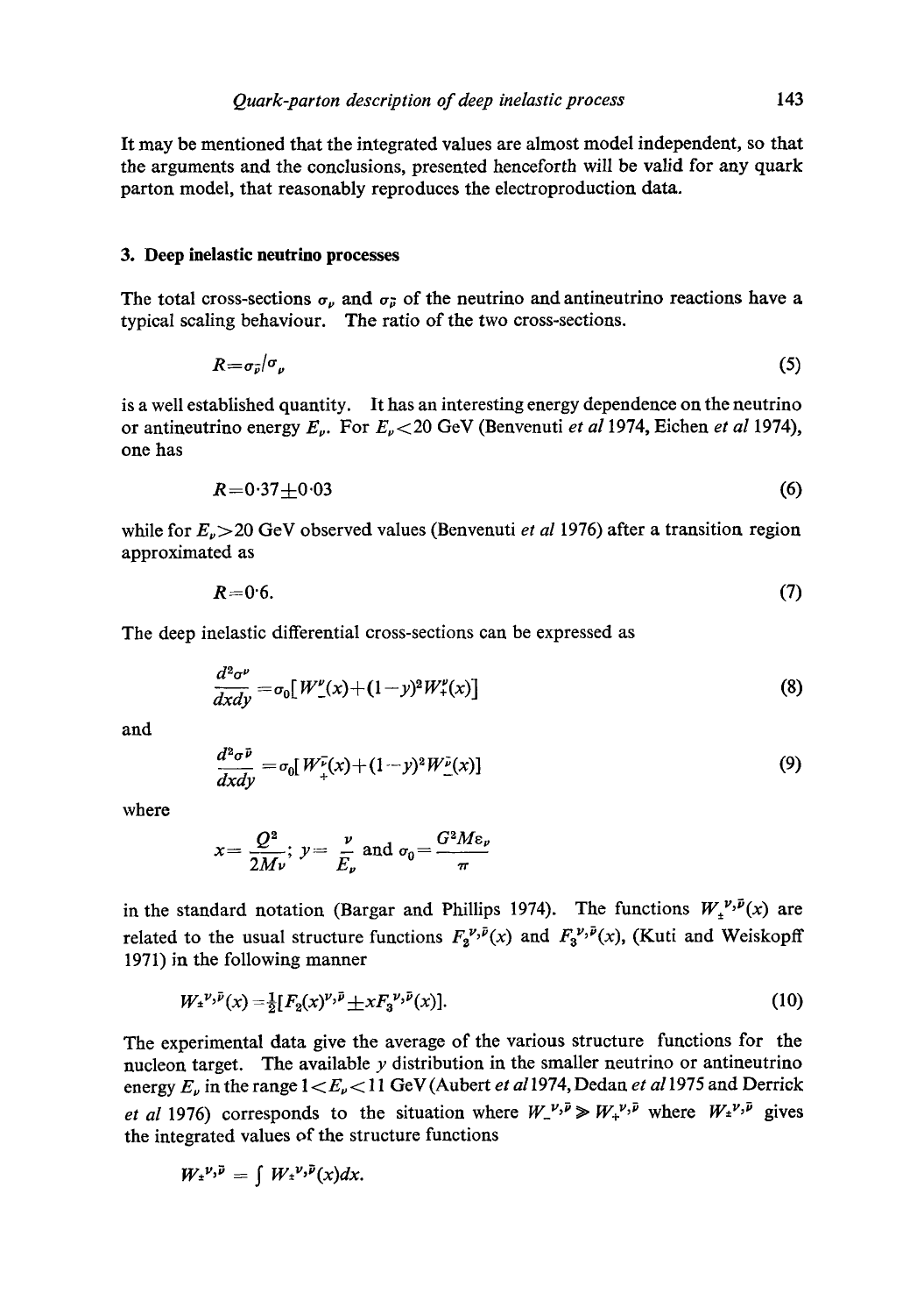It may be mentioned that the integrated values are almost model independent, so that the arguments and the conclusions, presented henceforth will be valid for any quark parton model, that reasonably reproduces the electroproduction data.

## 3. Deep inelastic neutrino processes

The total cross-sections $\sigma_\nu$ and $\sigma_{\bar{\nu}}$ of the neutrino and antineutrino reactions have a typical scaling behaviour. The ratio of the two cross-sections.

$$R=\sigma_{\bar{\nu}}/\sigma_\nu \tag{5}$$

is a well established quantity. It has an interesting energy dependence on the neutrino or antineutrino energy $E_\nu$. For $E_\nu<20$ GeV (Benvenuti *et al* 1974, Eichen *et al* 1974), one has

$$R=0{\cdot}37\pm0{\cdot}03 \tag{6}$$

while for $E_\nu>20$ GeV observed values (Benvenuti *et al* 1976) after a transition region approximated as

$$R=0{\cdot}6. \tag{7}$$

The deep inelastic differential cross-sections can be expressed as

$$\frac{d^2\sigma^\nu}{dxdy}=\sigma_0[W_-^\nu(x)+(1-y)^2W_+^\nu(x)] \tag{8}$$

and

$$\frac{d^2\sigma^{\bar{\nu}}}{dxdy}=\sigma_0[W_+^{\bar{\nu}}(x)+(1-y)^2W_-^{\bar{\nu}}(x)] \tag{9}$$

where

$$x=\frac{Q^2}{2M\nu};\; y=\frac{\nu}{E_\nu}\text{ and }\sigma_0=\frac{G^2M\varepsilon_\nu}{\pi}$$

in the standard notation (Bargar and Phillips 1974). The functions $W_\pm^{\nu,\bar{\nu}}(x)$ are related to the usual structure functions $F_2^{\nu,\bar{\nu}}(x)$ and $F_3^{\nu,\bar{\nu}}(x)$, (Kuti and Weiskopff 1971) in the following manner

$$W_\pm^{\nu,\bar{\nu}}(x)=\tfrac{1}{2}[F_2(x)^{\nu,\bar{\nu}}\pm xF_3^{\nu,\bar{\nu}}(x)]. \tag{10}$$

The experimental data give the average of the various structure functions for the nucleon target. The available $y$ distribution in the smaller neutrino or antineutrino energy $E_\nu$ in the range $1<E_\nu<11$ GeV (Aubert *et al* 1974, Dedan *et al* 1975 and Derrick *et al* 1976) corresponds to the situation where $W_-^{\nu,\bar{\nu}}\gg W_+^{\nu,\bar{\nu}}$ where $W_\pm^{\nu,\bar{\nu}}$ gives the integrated values of the structure functions

$$W_\pm^{\nu,\bar{\nu}}=\int W_\pm^{\nu,\bar{\nu}}(x)dx.$$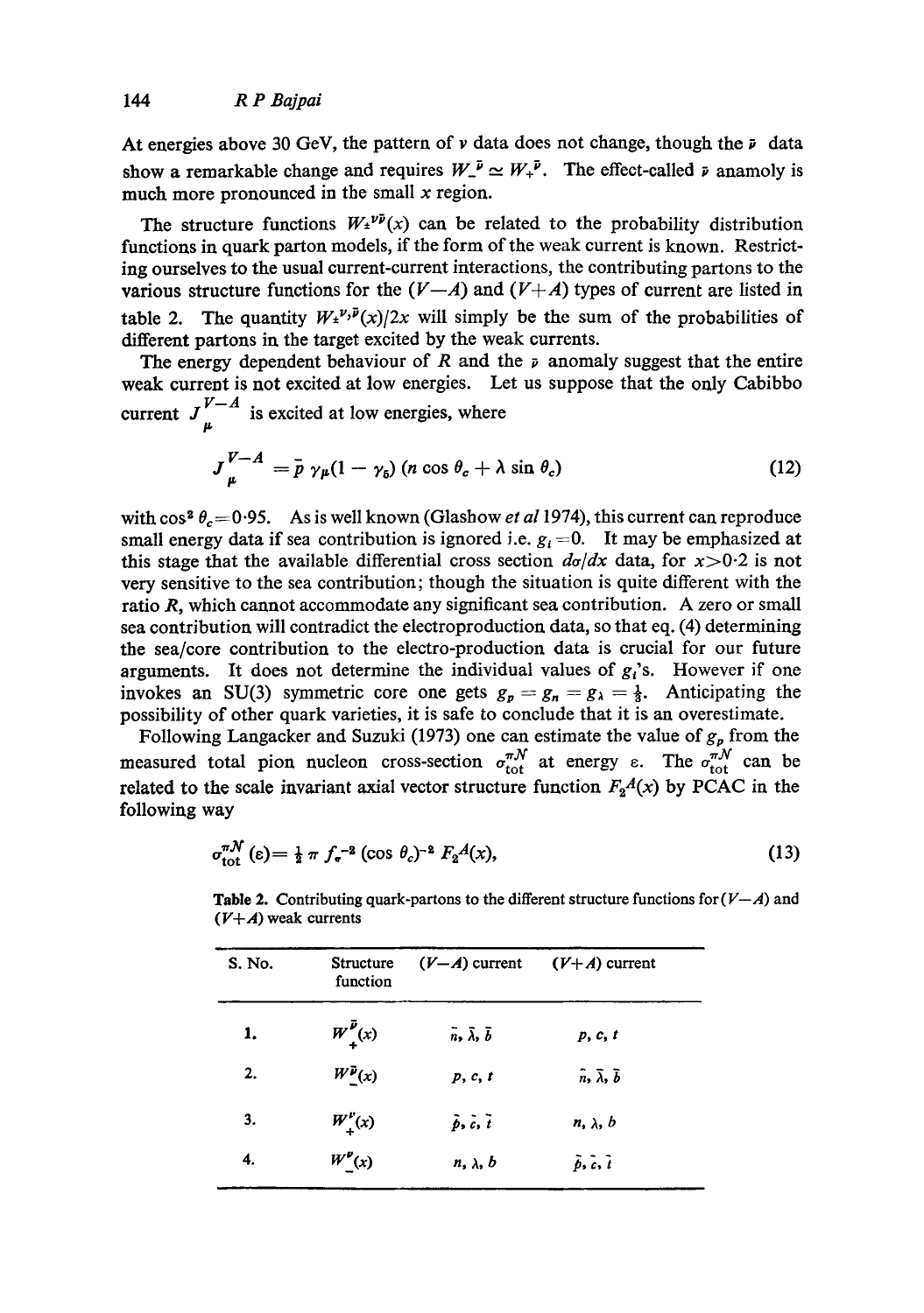At energies above 30 GeV, the pattern of $\nu$ data does not change, though the $\bar{\nu}$ data show a remarkable change and requires $W_-^{\bar{\nu}} \simeq W_+^{\bar{\nu}}$. The effect-called $\bar{\nu}$ anamoly is much more pronounced in the small $x$ region.

The structure functions $W_\pm^{\nu\bar{\nu}}(x)$ can be related to the probability distribution functions in quark parton models, if the form of the weak current is known. Restricting ourselves to the usual current-current interactions, the contributing partons to the various structure functions for the $(V-A)$ and $(V+A)$ types of current are listed in table 2. The quantity $W_\pm^{\nu,\bar{\nu}}(x)/2x$ will simply be the sum of the probabilities of different partons in the target excited by the weak currents.

The energy dependent behaviour of $R$ and the $\bar{\nu}$ anomaly suggest that the entire weak current is not excited at low energies. Let us suppose that the only Cabibbo current $J_\mu^{V-A}$ is excited at low energies, where

$$J_\mu^{V-A} = \bar{p}\, \gamma_\mu (1 - \gamma_5)\, (n \cos \theta_c + \lambda \sin \theta_c) \tag{12}$$

with $\cos^2 \theta_c = 0{\cdot}95$. As is well known (Glashow *et al* 1974), this current can reproduce small energy data if sea contribution is ignored i.e. $g_i = 0$. It may be emphasized at this stage that the available differential cross section $d\sigma/dx$ data, for $x > 0{\cdot}2$ is not very sensitive to the sea contribution; though the situation is quite different with the ratio $R$, which cannot accommodate any significant sea contribution. A zero or small sea contribution will contradict the electroproduction data, so that eq. (4) determining the sea/core contribution to the electro-production data is crucial for our future arguments. It does not determine the individual values of $g_i$'s. However if one invokes an SU(3) symmetric core one gets $g_p = g_n = g_\lambda = \frac{1}{3}$. Anticipating the possibility of other quark varieties, it is safe to conclude that it is an overestimate.

Following Langacker and Suzuki (1973) one can estimate the value of $g_p$ from the measured total pion nucleon cross-section $\sigma_{\text{tot}}^{\pi\mathcal{N}}$ at energy $\varepsilon$. The $\sigma_{\text{tot}}^{\pi\mathcal{N}}$ can be related to the scale invariant axial vector structure function $F_2^A(x)$ by PCAC in the following way

$$\sigma_{\text{tot}}^{\pi\mathcal{N}}(\varepsilon) = \tfrac{1}{2}\, \pi\, f_\pi^{-2}\, (\cos \theta_c)^{-2}\, F_2^A(x), \tag{13}$$

**Table 2.** Contributing quark-partons to the different structure functions for $(V-A)$ and $(V+A)$ weak currents

| S. No. | Structure function | $(V-A)$ current | $(V+A)$ current |
|---|---|---|---|
| 1. | $W_+^{\bar{\nu}}(x)$ | $\bar{n}, \bar{\lambda}, \bar{b}$ | $p, c, t$ |
| 2. | $W_-^{\bar{\nu}}(x)$ | $p, c, t$ | $\bar{n}, \bar{\lambda}, \bar{b}$ |
| 3. | $W_+^{\nu}(x)$ | $\bar{p}, \bar{c}, \bar{t}$ | $n, \lambda, b$ |
| 4. | $W_-^{\nu}(x)$ | $n, \lambda, b$ | $\bar{p}, \bar{c}, \bar{t}$ |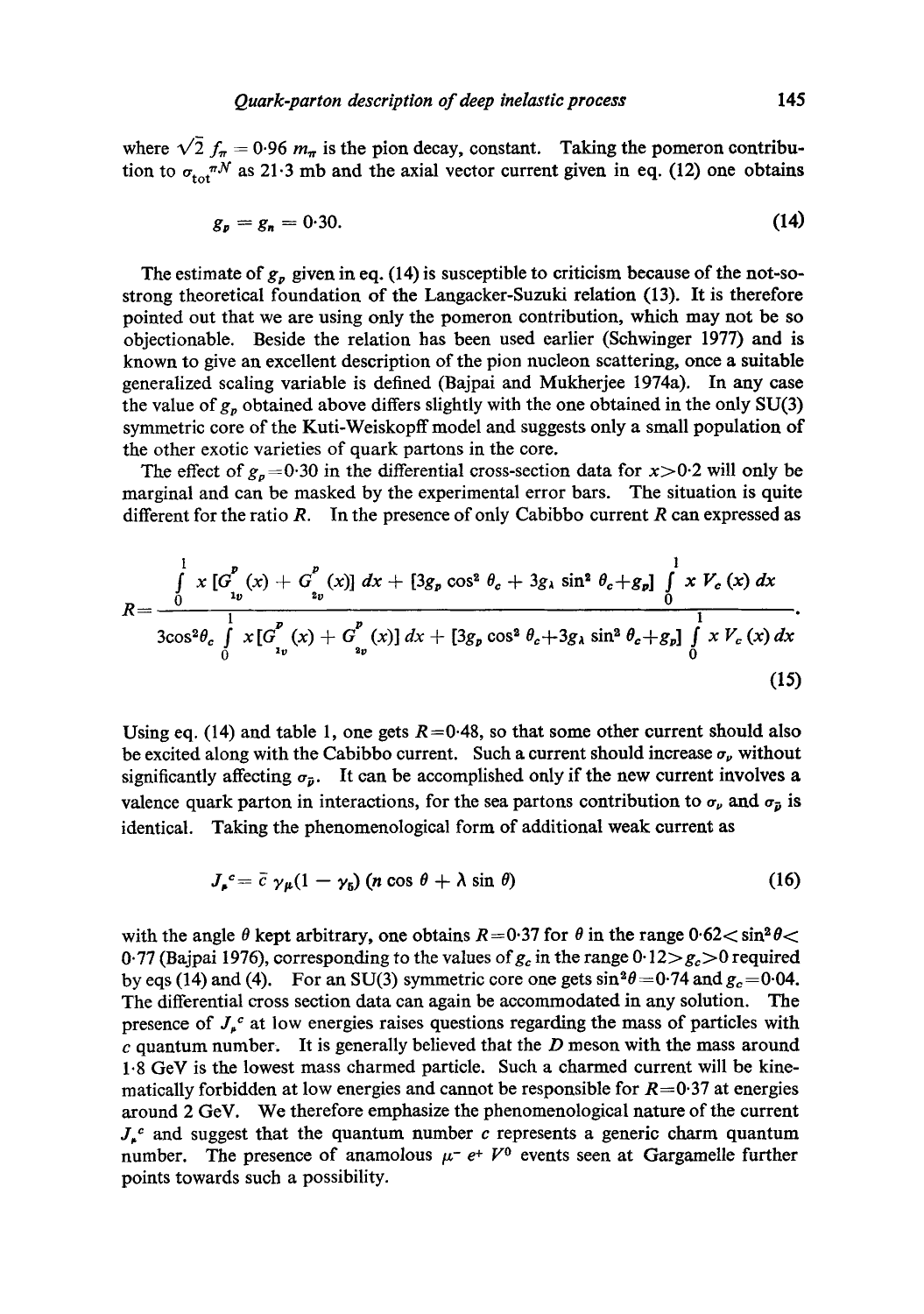where $\sqrt{2}\, f_\pi = 0{\cdot}96\; m_\pi$ is the pion decay, constant. Taking the pomeron contribution to $\sigma_{\mathrm{tot}}^{\pi N}$ as 21·3 mb and the axial vector current given in eq. (12) one obtains

$$g_p = g_n = 0{\cdot}30. \tag{14}$$

The estimate of $g_p$ given in eq. (14) is susceptible to criticism because of the not-so-strong theoretical foundation of the Langacker-Suzuki relation (13). It is therefore pointed out that we are using only the pomeron contribution, which may not be so objectionable. Beside the relation has been used earlier (Schwinger 1977) and is known to give an excellent description of the pion nucleon scattering, once a suitable generalized scaling variable is defined (Bajpai and Mukherjee 1974a). In any case the value of $g_p$ obtained above differs slightly with the one obtained in the only SU(3) symmetric core of the Kuti-Weiskopff model and suggests only a small population of the other exotic varieties of quark partons in the core.

The effect of $g_p = 0{\cdot}30$ in the differential cross-section data for $x > 0{\cdot}2$ will only be marginal and can be masked by the experimental error bars. The situation is quite different for the ratio $R$. In the presence of only Cabibbo current $R$ can expressed as

$$R = \frac{\int_0^1 x\,[G^p_{1v}(x) + G^p_{2v}(x)]\,dx + [3g_p \cos^2\theta_c + 3g_\lambda \sin^2\theta_c + g_p] \int_0^1 x\, V_c(x)\,dx}{3\cos^2\theta_c \int_0^1 x\,[G^p_{1v}(x) + G^p_{2v}(x)]\,dx + [3g_p \cos^2\theta_c + 3g_\lambda \sin^2\theta_c + g_p] \int_0^1 x\, V_c(x)\,dx}. \tag{15}$$

Using eq. (14) and table 1, one gets $R = 0{\cdot}48$, so that some other current should also be excited along with the Cabibbo current. Such a current should increase $\sigma_\nu$ without significantly affecting $\sigma_{\bar{\nu}}$. It can be accomplished only if the new current involves a valence quark parton in interactions, for the sea partons contribution to $\sigma_\nu$ and $\sigma_{\bar{\nu}}$ is identical. Taking the phenomenological form of additional weak current as

$$J_\mu^c = \bar{c}\,\gamma_\mu(1 - \gamma_5)\,(n\cos\theta + \lambda \sin\theta) \tag{16}$$

with the angle $\theta$ kept arbitrary, one obtains $R = 0{\cdot}37$ for $\theta$ in the range $0{\cdot}62 < \sin^2\theta < 0{\cdot}77$ (Bajpai 1976), corresponding to the values of $g_c$ in the range $0{\cdot}12 > g_c > 0$ required by eqs (14) and (4). For an SU(3) symmetric core one gets $\sin^2\theta = 0{\cdot}74$ and $g_c = 0{\cdot}04$. The differential cross section data can again be accommodated in any solution. The presence of $J_\mu^c$ at low energies raises questions regarding the mass of particles with $c$ quantum number. It is generally believed that the $D$ meson with the mass around 1·8 GeV is the lowest mass charmed particle. Such a charmed current will be kinematically forbidden at low energies and cannot be responsible for $R = 0{\cdot}37$ at energies around 2 GeV. We therefore emphasize the phenomenological nature of the current $J_\mu^c$ and suggest that the quantum number $c$ represents a generic charm quantum number. The presence of anamolous $\mu^-\, e^+\, V^0$ events seen at Gargamelle further points towards such a possibility.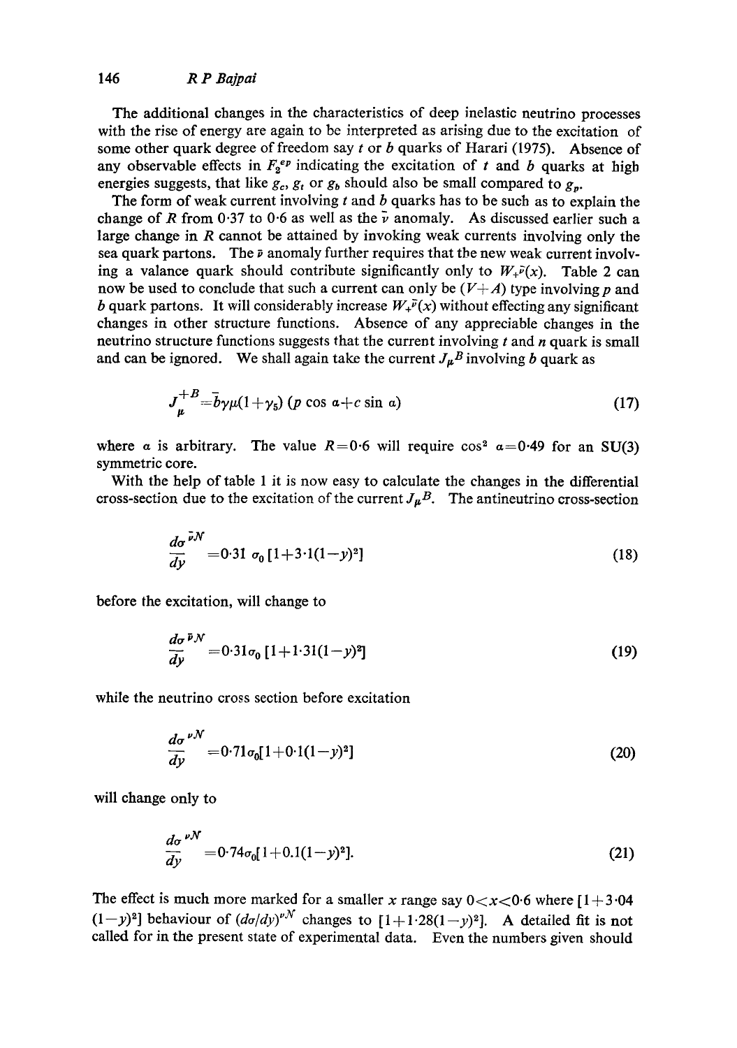The additional changes in the characteristics of deep inelastic neutrino processes with the rise of energy are again to be interpreted as arising due to the excitation of some other quark degree of freedom say $t$ or $b$ quarks of Harari (1975). Absence of any observable effects in $F_2^{ep}$ indicating the excitation of $t$ and $b$ quarks at high energies suggests, that like $g_c$, $g_t$ or $g_b$ should also be small compared to $g_p$.

The form of weak current involving $t$ and $b$ quarks has to be such as to explain the change of $R$ from 0·37 to 0·6 as well as the $\bar{\nu}$ anomaly. As discussed earlier such a large change in $R$ cannot be attained by invoking weak currents involving only the sea quark partons. The $\bar{\nu}$ anomaly further requires that the new weak current involving a valance quark should contribute significantly only to $W_+^{\bar{\nu}}(x)$. Table 2 can now be used to conclude that such a current can only be $(V+A)$ type involving $p$ and $b$ quark partons. It will considerably increase $W_+^{\bar{\nu}}(x)$ without effecting any significant changes in other structure functions. Absence of any appreciable changes in the neutrino structure functions suggests that the current involving $t$ and $n$ quark is small and can be ignored. We shall again take the current $J_\mu{}^B$ involving $b$ quark as

$$J_\mu^{+B} = \bar{b}\gamma\mu(1+\gamma_5)\,(p\cos\alpha + c\sin\alpha) \tag{17}$$

where $\alpha$ is arbitrary. The value $R=0{\cdot}6$ will require $\cos^2\alpha = 0{\cdot}49$ for an SU(3) symmetric core.

With the help of table 1 it is now easy to calculate the changes in the differential cross-section due to the excitation of the current $J_\mu{}^B$. The antineutrino cross-section

$$\frac{d\sigma^{\bar{\nu}N}}{dy} = 0{\cdot}31\,\sigma_0\,[1+3{\cdot}1(1-y)^2] \tag{18}$$

before the excitation, will change to

$$\frac{d\sigma^{\bar{\nu}N}}{dy} = 0{\cdot}31\sigma_0\,[1+1{\cdot}31(1-y)^2] \tag{19}$$

while the neutrino cross section before excitation

$$\frac{d\sigma^{\nu N}}{dy} = 0{\cdot}71\sigma_0[1+0{\cdot}1(1-y)^2] \tag{20}$$

will change only to

$$\frac{d\sigma^{\nu N}}{dy} = 0{\cdot}74\sigma_0[1+0.1(1-y)^2]. \tag{21}$$

The effect is much more marked for a smaller $x$ range say $0<x<0{\cdot}6$ where $[1+3{\cdot}04(1-y)^2]$ behaviour of $(d\sigma/dy)^{\nu N}$ changes to $[1+1{\cdot}28(1-y)^2]$. A detailed fit is not called for in the present state of experimental data. Even the numbers given should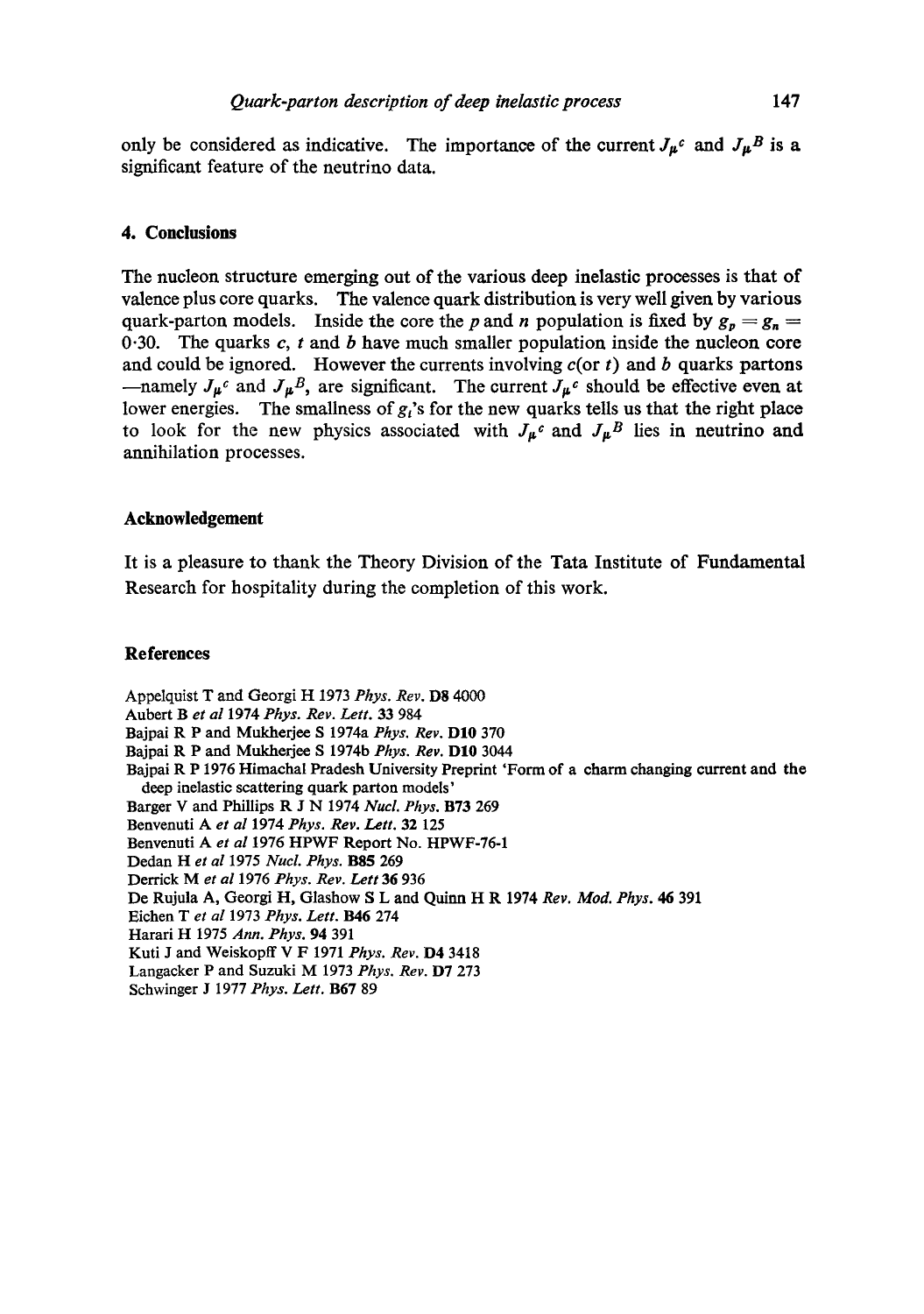only be considered as indicative. The importance of the current $J_\mu^c$ and $J_\mu^B$ is a significant feature of the neutrino data.

## 4. Conclusions

The nucleon structure emerging out of the various deep inelastic processes is that of valence plus core quarks. The valence quark distribution is very well given by various quark-parton models. Inside the core the $p$ and $n$ population is fixed by $g_p = g_n = 0{\cdot}30$. The quarks $c$, $t$ and $b$ have much smaller population inside the nucleon core and could be ignored. However the currents involving $c$(or $t$) and $b$ quarks partons —namely $J_\mu^c$ and $J_\mu^B$, are significant. The current $J_\mu^c$ should be effective even at lower energies. The smallness of $g_i$'s for the new quarks tells us that the right place to look for the new physics associated with $J_\mu^c$ and $J_\mu^B$ lies in neutrino and annihilation processes.

## Acknowledgement

It is a pleasure to thank the Theory Division of the Tata Institute of Fundamental Research for hospitality during the completion of this work.

## References

Appelquist T and Georgi H 1973 *Phys. Rev.* **D8** 4000
Aubert B *et al* 1974 *Phys. Rev. Lett.* **33** 984
Bajpai R P and Mukherjee S 1974a *Phys. Rev.* **D10** 370
Bajpai R P and Mukherjee S 1974b *Phys. Rev.* **D10** 3044
Bajpai R P 1976 Himachal Pradesh University Preprint 'Form of a charm changing current and the deep inelastic scattering quark parton models'
Barger V and Phillips R J N 1974 *Nucl. Phys.* **B73** 269
Benvenuti A *et al* 1974 *Phys. Rev. Lett.* **32** 125
Benvenuti A *et al* 1976 HPWF Report No. HPWF-76-1
Dedan H *et al* 1975 *Nucl. Phys.* **B85** 269
Derrick M *et al* 1976 *Phys. Rev. Lett* **36** 936
De Rujula A, Georgi H, Glashow S L and Quinn H R 1974 *Rev. Mod. Phys.* **46** 391
Eichen T *et al* 1973 *Phys. Lett.* **B46** 274
Harari H 1975 *Ann. Phys.* **94** 391
Kuti J and Weiskopff V F 1971 *Phys. Rev.* **D4** 3418
Langacker P and Suzuki M 1973 *Phys. Rev.* **D7** 273
Schwinger J 1977 *Phys. Lett.* **B67** 89